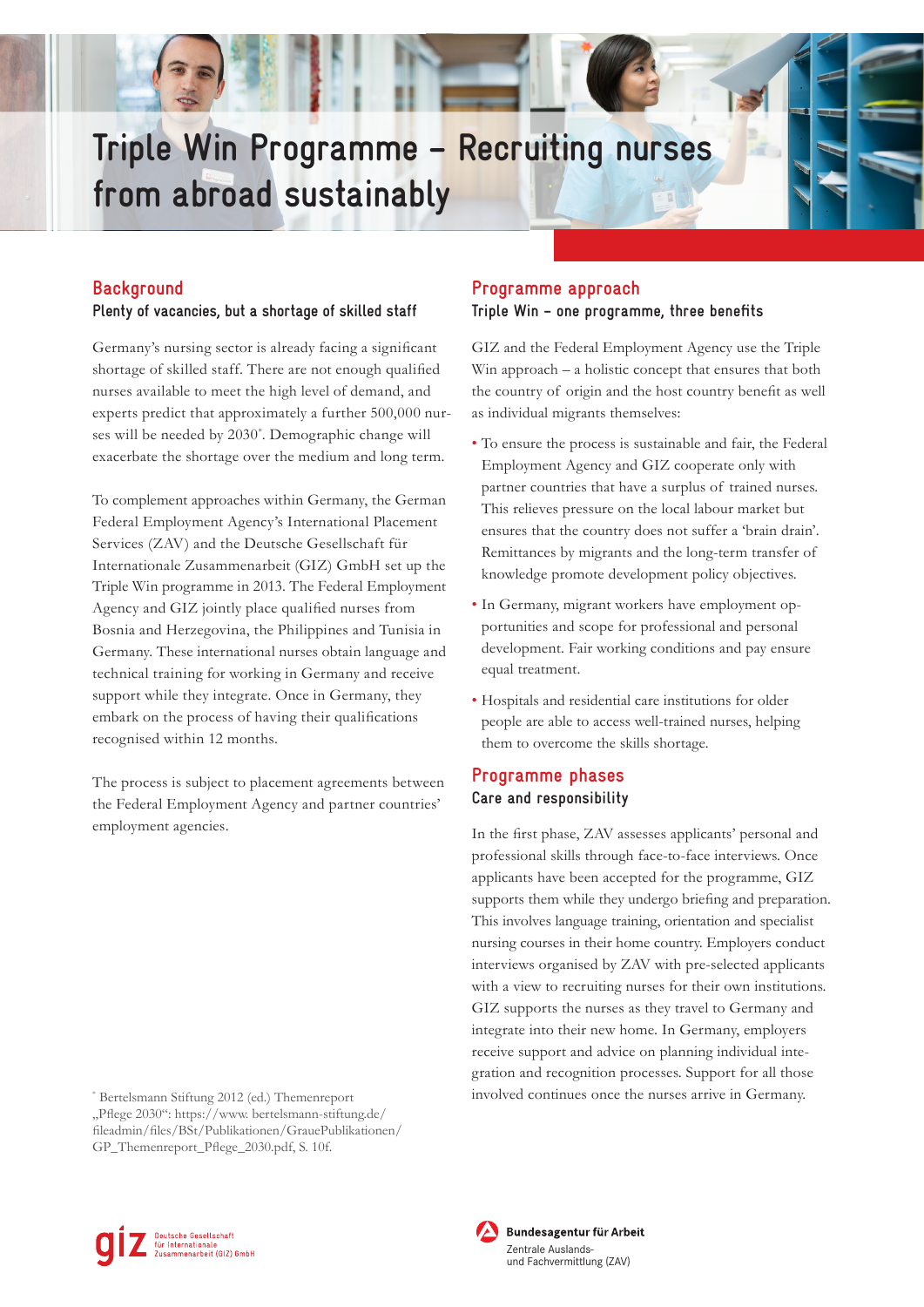# Triple Win Programme – Recruiting nurses from abroad sustainably

## Background

### Plenty of vacancies, but a shortage of skilled staff

Germany's nursing sector is already facing a significant shortage of skilled staff. There are not enough qualified nurses available to meet the high level of demand, and experts predict that approximately a further 500,000 nurses will be needed by 2030*. Demographic change will exacerbate the shortage over the medium and long term.

To complement approaches within Germany, the German Federal Employment Agency's International Placement Services (ZAV) and the Deutsche Gesellschaft für Internationale Zusammenarbeit (GIZ) GmbH set up the Triple Win programme in 2013. The Federal Employment Agency and GIZ jointly place qualified nurses from Bosnia and Herzegovina, the Philippines and Tunisia in Germany. These international nurses obtain language and technical training for working in Germany and receive support while they integrate. Once in Germany, they embark on the process of having their qualifications recognised within 12 months.

The process is subject to placement agreements between the Federal Employment Agency and partner countries' employment agencies.

## Programme approach

### Triple Win – one programme, three benefits

GIZ and the Federal Employment Agency use the Triple Win approach – a holistic concept that ensures that both the country of origin and the host country benefit as well as individual migrants themselves:

- To ensure the process is sustainable and fair, the Federal Employment Agency and GIZ cooperate only with partner countries that have a surplus of trained nurses. This relieves pressure on the local labour market but ensures that the country does not suffer a 'brain drain'. Remittances by migrants and the long-term transfer of knowledge promote development policy objectives.
- In Germany, migrant workers have employment opportunities and scope for professional and personal development. Fair working conditions and pay ensure equal treatment.
- Hospitals and residential care institutions for older people are able to access well-trained nurses, helping them to overcome the skills shortage.

## Programme phases

### Care and responsibility

In the first phase, ZAV assesses applicants' personal and professional skills through face-to-face interviews. Once applicants have been accepted for the programme, GIZ supports them while they undergo briefing and preparation. This involves language training, orientation and specialist nursing courses in their home country. Employers conduct interviews organised by ZAV with pre-selected applicants with a view to recruiting nurses for their own institutions. GIZ supports the nurses as they travel to Germany and integrate into their new home. In Germany, employers receive support and advice on planning individual integration and recognition processes. Support for all those involved continues once the nurses arrive in Germany.

* Bertelsmann Stiftung 2012 (ed.) Themenreport „Pflege 2030": https://www. bertelsmann-stiftung.de/fileadmin/files/BSt/Publikationen/GrauePublikationen/GP_Themenreport_Pflege_2030.pdf, S. 10f.

giz Deutsche Gesellschaft für Internationale Zusammenarbeit (GIZ) GmbH

Bundesagentur für Arbeit
Zentrale Auslands- und Fachvermittlung (ZAV)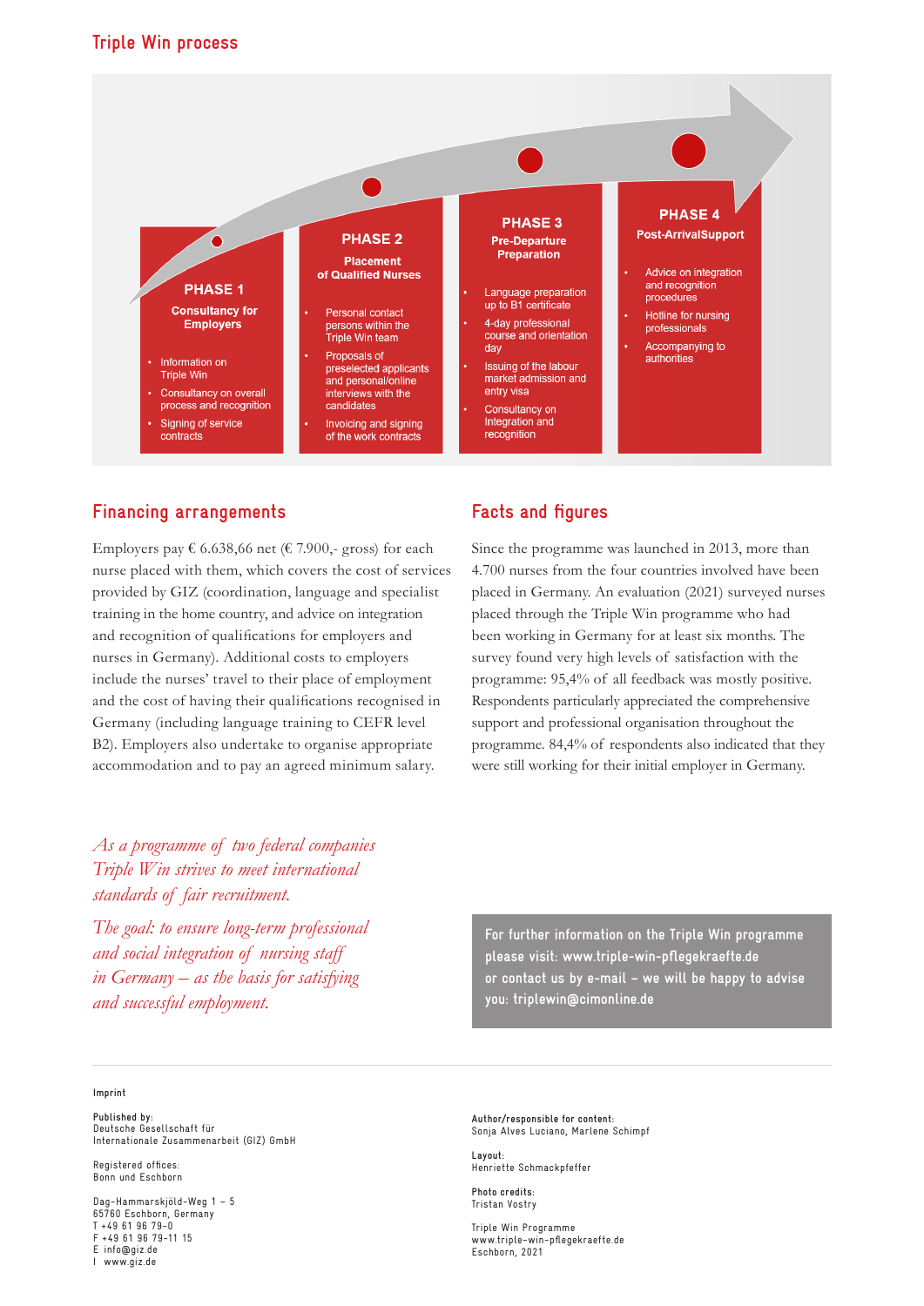## Triple Win process

PHASE 1
Consultancy for Employers

- Information on Triple Win
- Consultancy on overall process and recognition
- Signing of service contracts

PHASE 2
Placement of Qualified Nurses

- Personal contact persons within the Triple Win team
- Proposals of preselected applicants and personal/online interviews with the candidates
- Invoicing and signing of the work contracts

PHASE 3
Pre-Departure Preparation

- Language preparation up to B1 certificate
- 4-day professional course and orientation day
- Issuing of the labour market admission and entry visa
- Consultancy on Integration and recognition

PHASE 4
Post-ArrivalSupport

- Advice on integration and recognition procedures
- Hotline for nursing professionals
- Accompanying to authorities

## Financing arrangements

Employers pay € 6.638,66 net (€ 7.900,- gross) for each nurse placed with them, which covers the cost of services provided by GIZ (coordination, language and specialist training in the home country, and advice on integration and recognition of qualifications for employers and nurses in Germany). Additional costs to employers include the nurses' travel to their place of employment and the cost of having their qualifications recognised in Germany (including language training to CEFR level B2). Employers also undertake to organise appropriate accommodation and to pay an agreed minimum salary.

## Facts and figures

Since the programme was launched in 2013, more than 4.700 nurses from the four countries involved have been placed in Germany. An evaluation (2021) surveyed nurses placed through the Triple Win programme who had been working in Germany for at least six months. The survey found very high levels of satisfaction with the programme: 95,4% of all feedback was mostly positive. Respondents particularly appreciated the comprehensive support and professional organisation throughout the programme. 84,4% of respondents also indicated that they were still working for their initial employer in Germany.

*As a programme of two federal companies Triple Win strives to meet international standards of fair recruitment.*

*The goal: to ensure long-term professional and social integration of nursing staff in Germany – as the basis for satisfying and successful employment.*

**For further information on the Triple Win programme please visit: www.triple-win-pflegekraefte.de or contact us by e-mail – we will be happy to advise you: triplewin@cimonline.de**

**Imprint**

**Published by:**
Deutsche Gesellschaft für Internationale Zusammenarbeit (GIZ) GmbH

Registered offices:
Bonn und Eschborn

Dag-Hammarskjöld-Weg 1 – 5
65760 Eschborn, Germany
T +49 61 96 79-0
F +49 61 96 79-11 15
E info@giz.de
I www.giz.de

**Author/responsible for content:**
Sonja Alves Luciano, Marlene Schimpf

**Layout:**
Henriette Schmackpfeffer

**Photo credits:**
Tristan Vostry

Triple Win Programme
www.triple-win-pflegekraefte.de
Eschborn, 2021